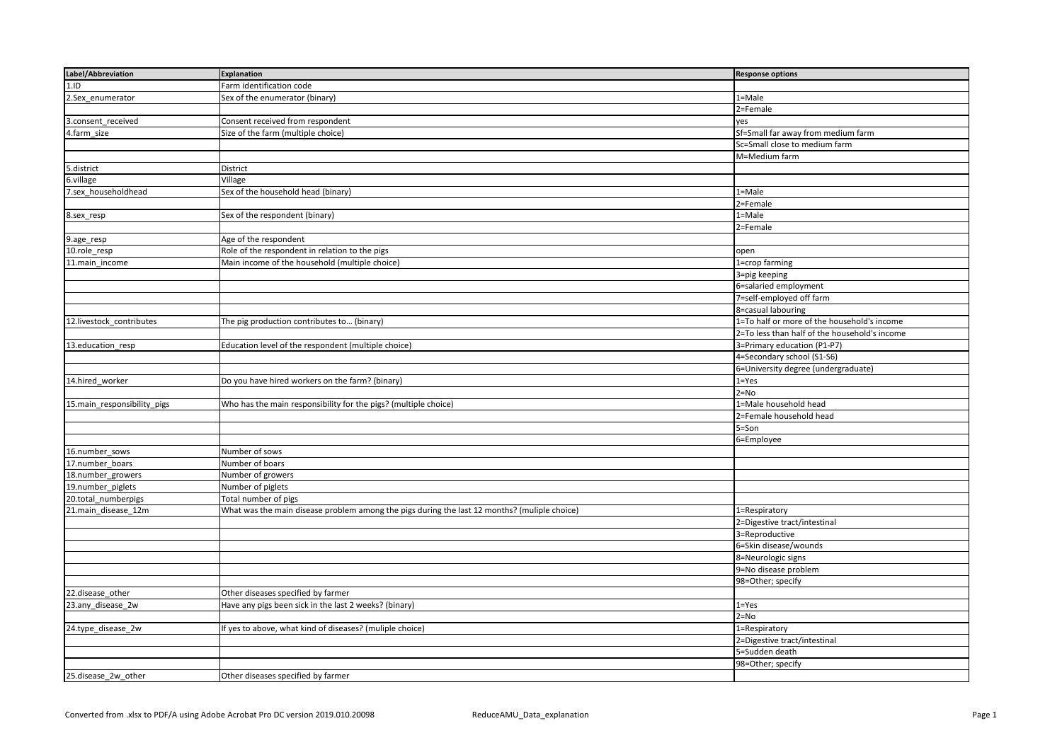| Label/Abbreviation | Explanation | Response options |
|---|---|---|
| 1.ID | Farm identification code | |
| 2.Sex_enumerator | Sex of the enumerator (binary) | 1=Male |
| | | 2=Female |
| 3.consent_received | Consent received from respondent | yes |
| 4.farm_size | Size of the farm (multiple choice) | Sf=Small far away from medium farm |
| | | Sc=Small close to medium farm |
| | | M=Medium farm |
| 5.district | District | |
| 6.village | Village | |
| 7.sex_householdhead | Sex of the household head (binary) | 1=Male |
| | | 2=Female |
| 8.sex_resp | Sex of the respondent (binary) | 1=Male |
| | | 2=Female |
| 9.age_resp | Age of the respondent | |
| 10.role_resp | Role of the respondent in relation to the pigs | open |
| 11.main_income | Main income of the household (multiple choice) | 1=crop farming |
| | | 3=pig keeping |
| | | 6=salaried employment |
| | | 7=self-employed off farm |
| | | 8=casual labouring |
| 12.livestock_contributes | The pig production contributes to… (binary) | 1=To half or more of the household's income |
| | | 2=To less than half of the household's income |
| 13.education_resp | Education level of the respondent (multiple choice) | 3=Primary education (P1-P7) |
| | | 4=Secondary school (S1-S6) |
| | | 6=University degree (undergraduate) |
| 14.hired_worker | Do you have hired workers on the farm? (binary) | 1=Yes |
| | | 2=No |
| 15.main_responsibility_pigs | Who has the main responsibility for the pigs? (multiple choice) | 1=Male household head |
| | | 2=Female household head |
| | | 5=Son |
| | | 6=Employee |
| 16.number_sows | Number of sows | |
| 17.number_boars | Number of boars | |
| 18.number_growers | Number of growers | |
| 19.number_piglets | Number of piglets | |
| 20.total_numberpigs | Total number of pigs | |
| 21.main_disease_12m | What was the main disease problem among the pigs during the last 12 months? (muliple choice) | 1=Respiratory |
| | | 2=Digestive tract/intestinal |
| | | 3=Reproductive |
| | | 6=Skin disease/wounds |
| | | 8=Neurologic signs |
| | | 9=No disease problem |
| | | 98=Other; specify |
| 22.disease_other | Other diseases specified by farmer | |
| 23.any_disease_2w | Have any pigs been sick in the last 2 weeks? (binary) | 1=Yes |
| | | 2=No |
| 24.type_disease_2w | If yes to above, what kind of diseases? (muliple choice) | 1=Respiratory |
| | | 2=Digestive tract/intestinal |
| | | 5=Sudden death |
| | | 98=Other; specify |
| 25.disease_2w_other | Other diseases specified by farmer | |

Converted from .xlsx to PDF/A using Adobe Acrobat Pro DC version 2019.010.20098 ReduceAMU_Data_explanation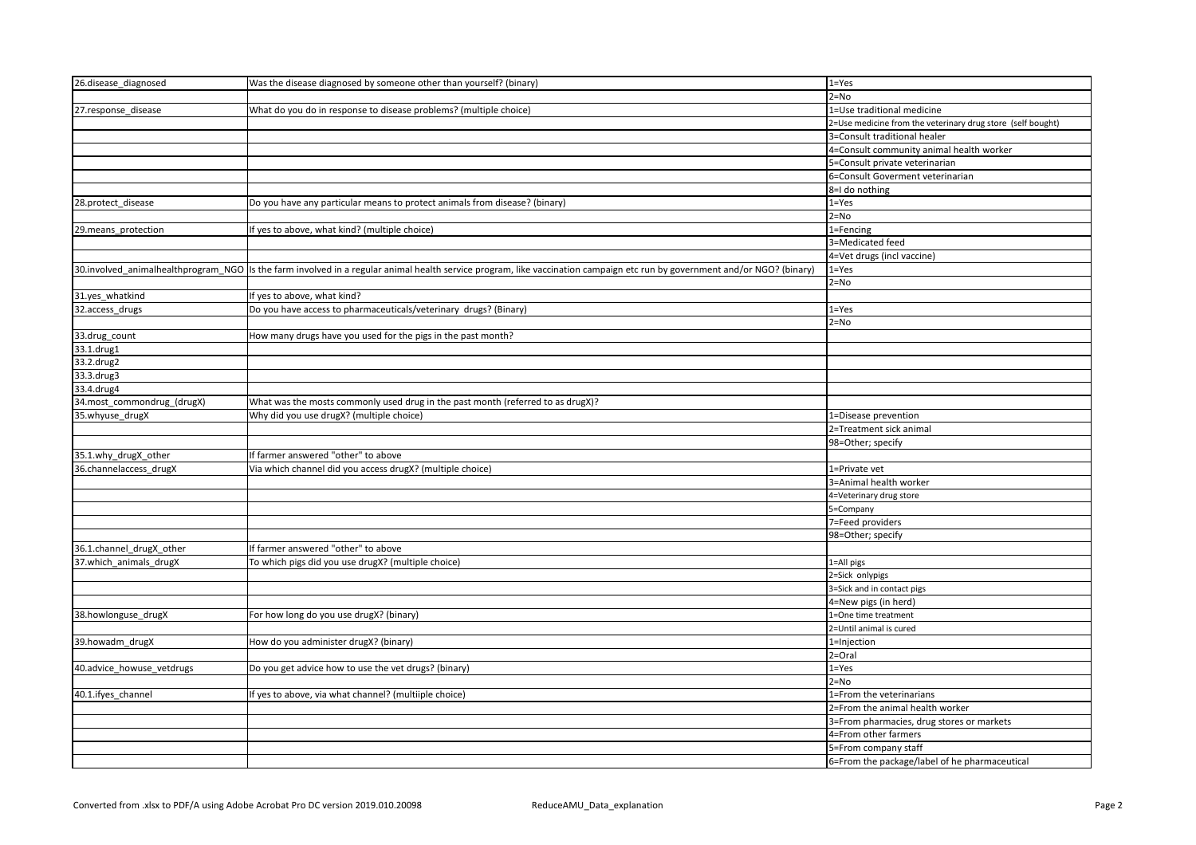| | | |
|---|---|---|
| 26.disease_diagnosed | Was the disease diagnosed by someone other than yourself? (binary) | 1=Yes |
| | | 2=No |
| 27.response_disease | What do you do in response to disease problems? (multiple choice) | 1=Use traditional medicine |
| | | 2=Use medicine from the veterinary drug store (self bought) |
| | | 3=Consult traditional healer |
| | | 4=Consult community animal health worker |
| | | 5=Consult private veterinarian |
| | | 6=Consult Goverment veterinarian |
| | | 8=I do nothing |
| 28.protect_disease | Do you have any particular means to protect animals from disease? (binary) | 1=Yes |
| | | 2=No |
| 29.means_protection | If yes to above, what kind? (multiple choice) | 1=Fencing |
| | | 3=Medicated feed |
| | | 4=Vet drugs (incl vaccine) |
| 30.involved_animalhealthprogram_NGO | Is the farm involved in a regular animal health service program, like vaccination campaign etc run by government and/or NGO? (binary) | 1=Yes |
| | | 2=No |
| 31.yes_whatkind | If yes to above, what kind? | |
| 32.access_drugs | Do you have access to pharmaceuticals/veterinary drugs? (Binary) | 1=Yes |
| | | 2=No |
| 33.drug_count | How many drugs have you used for the pigs in the past month? | |
| 33.1.drug1 | | |
| 33.2.drug2 | | |
| 33.3.drug3 | | |
| 33.4.drug4 | | |
| 34.most_commondrug_(drugX) | What was the mosts commonly used drug in the past month (referred to as drugX)? | |
| 35.whyuse_drugX | Why did you use drugX? (multiple choice) | 1=Disease prevention |
| | | 2=Treatment sick animal |
| | | 98=Other; specify |
| 35.1.why_drugX_other | If farmer answered "other" to above | |
| 36.channelaccess_drugX | Via which channel did you access drugX? (multiple choice) | 1=Private vet |
| | | 3=Animal health worker |
| | | 4=Veterinary drug store |
| | | 5=Company |
| | | 7=Feed providers |
| | | 98=Other; specify |
| 36.1.channel_drugX_other | If farmer answered "other" to above | |
| 37.which_animals_drugX | To which pigs did you use drugX? (multiple choice) | 1=All pigs |
| | | 2=Sick onlypigs |
| | | 3=Sick and in contact pigs |
| | | 4=New pigs (in herd) |
| 38.howlonguse_drugX | For how long do you use drugX? (binary) | 1=One time treatment |
| | | 2=Until animal is cured |
| 39.howadm_drugX | How do you administer drugX? (binary) | 1=Injection |
| | | 2=Oral |
| 40.advice_howuse_vetdrugs | Do you get advice how to use the vet drugs? (binary) | 1=Yes |
| | | 2=No |
| 40.1.ifyes_channel | If yes to above, via what channel? (multiiple choice) | 1=From the veterinarians |
| | | 2=From the animal health worker |
| | | 3=From pharmacies, drug stores or markets |
| | | 4=From other farmers |
| | | 5=From company staff |
| | | 6=From the package/label of he pharmaceutical |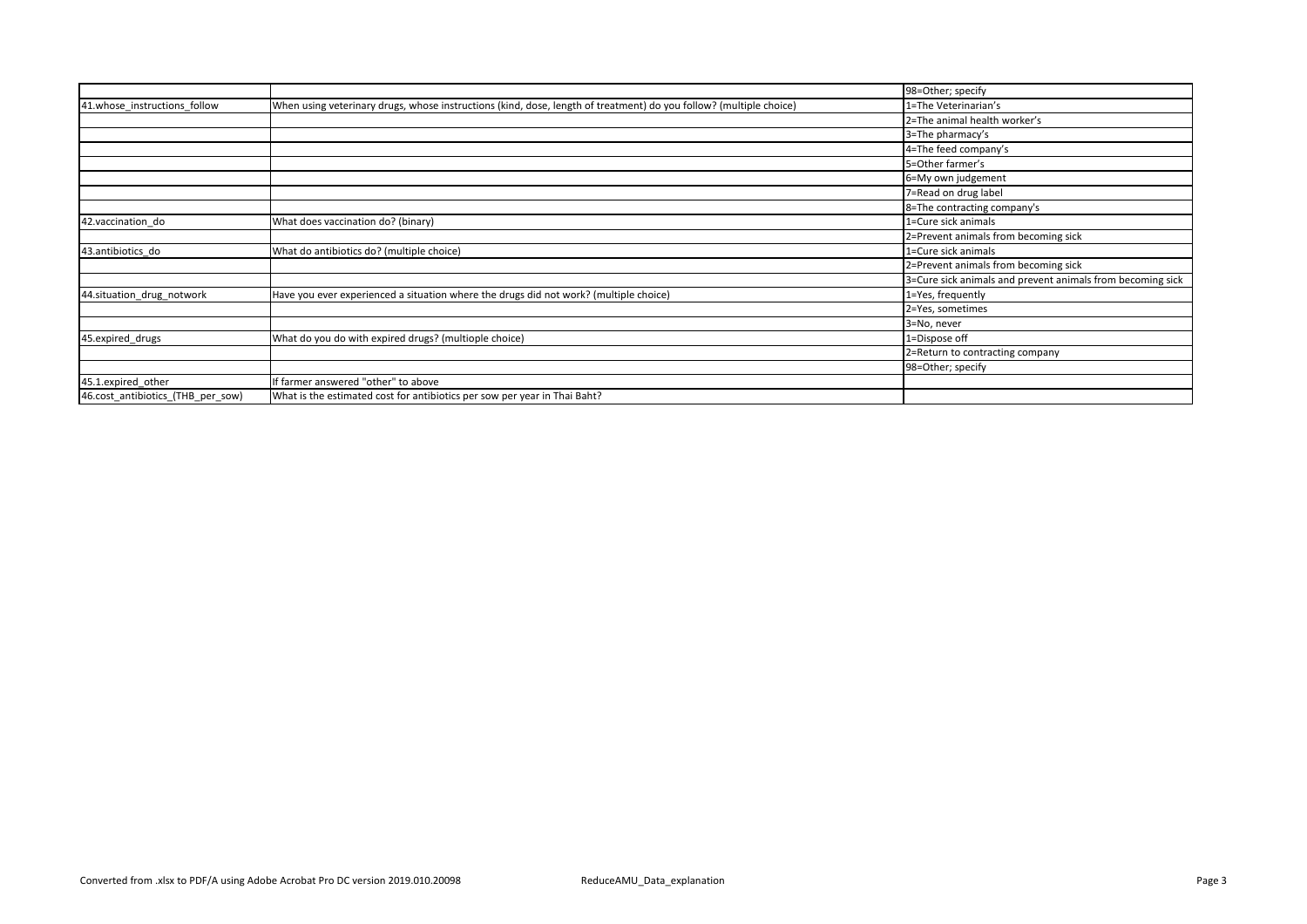| | | |
|---|---|---|
| | | 98=Other; specify |
| 41.whose_instructions_follow | When using veterinary drugs, whose instructions (kind, dose, length of treatment) do you follow? (multiple choice) | 1=The Veterinarian's |
| | | 2=The animal health worker's |
| | | 3=The pharmacy's |
| | | 4=The feed company's |
| | | 5=Other farmer's |
| | | 6=My own judgement |
| | | 7=Read on drug label |
| | | 8=The contracting company's |
| 42.vaccination_do | What does vaccination do? (binary) | 1=Cure sick animals |
| | | 2=Prevent animals from becoming sick |
| 43.antibiotics_do | What do antibiotics do? (multiple choice) | 1=Cure sick animals |
| | | 2=Prevent animals from becoming sick |
| | | 3=Cure sick animals and prevent animals from becoming sick |
| 44.situation_drug_notwork | Have you ever experienced a situation where the drugs did not work? (multiple choice) | 1=Yes, frequently |
| | | 2=Yes, sometimes |
| | | 3=No, never |
| 45.expired_drugs | What do you do with expired drugs? (multiople choice) | 1=Dispose off |
| | | 2=Return to contracting company |
| | | 98=Other; specify |
| 45.1.expired_other | If farmer answered "other" to above | |
| 46.cost_antibiotics_(THB_per_sow) | What is the estimated cost for antibiotics per sow per year in Thai Baht? | |